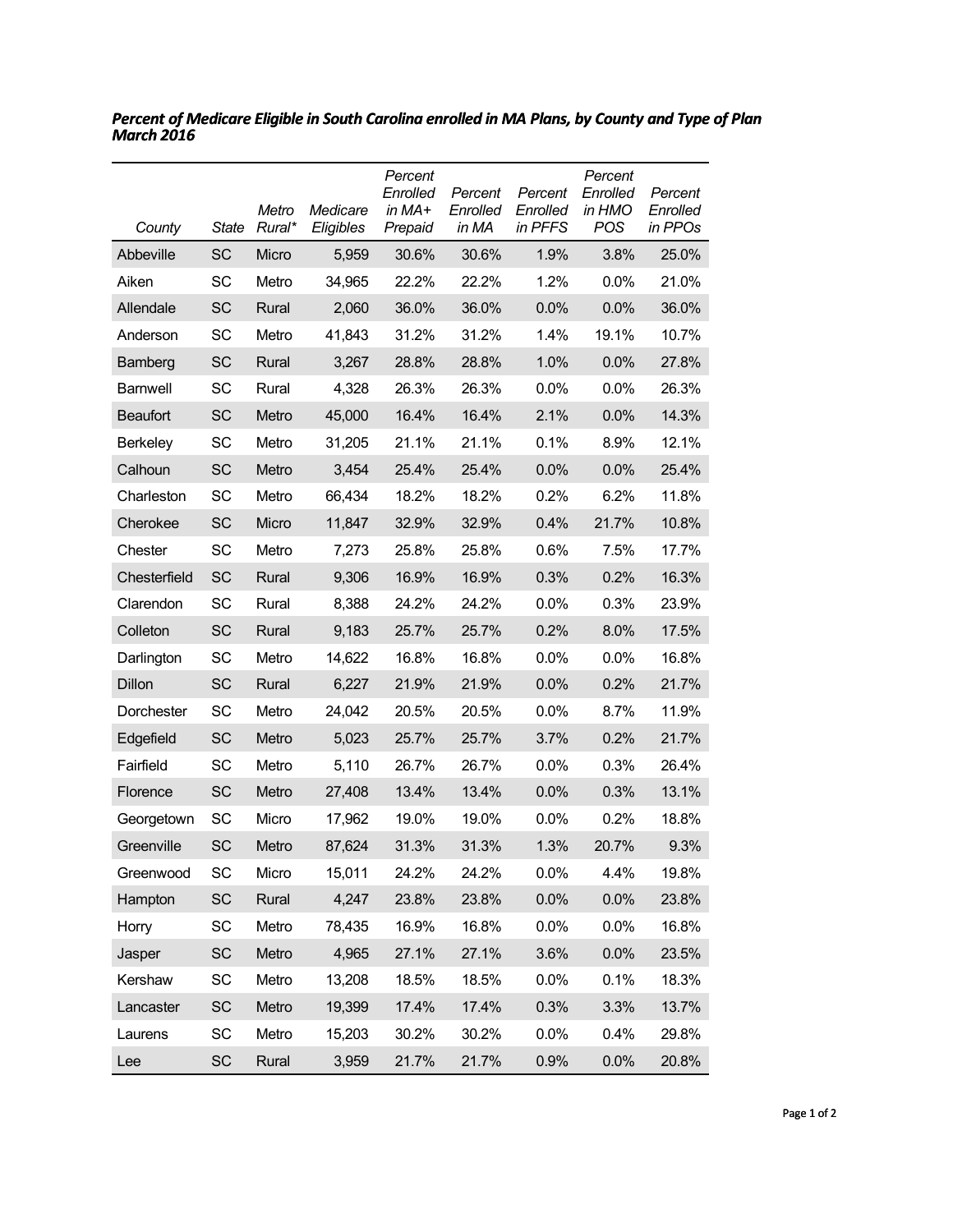***Percent of Medicare Eligible in South Carolina enrolled in MA Plans, by County and Type of Plan March 2016***

| County | State | Metro Rural* | Medicare Eligibles | Percent Enrolled in MA+ Prepaid | Percent Enrolled in MA | Percent Enrolled in PFFS | Percent Enrolled in HMO POS | Percent Enrolled in PPOs |
|---|---|---|---|---|---|---|---|---|
| Abbeville | SC | Micro | 5,959 | 30.6% | 30.6% | 1.9% | 3.8% | 25.0% |
| Aiken | SC | Metro | 34,965 | 22.2% | 22.2% | 1.2% | 0.0% | 21.0% |
| Allendale | SC | Rural | 2,060 | 36.0% | 36.0% | 0.0% | 0.0% | 36.0% |
| Anderson | SC | Metro | 41,843 | 31.2% | 31.2% | 1.4% | 19.1% | 10.7% |
| Bamberg | SC | Rural | 3,267 | 28.8% | 28.8% | 1.0% | 0.0% | 27.8% |
| Barnwell | SC | Rural | 4,328 | 26.3% | 26.3% | 0.0% | 0.0% | 26.3% |
| Beaufort | SC | Metro | 45,000 | 16.4% | 16.4% | 2.1% | 0.0% | 14.3% |
| Berkeley | SC | Metro | 31,205 | 21.1% | 21.1% | 0.1% | 8.9% | 12.1% |
| Calhoun | SC | Metro | 3,454 | 25.4% | 25.4% | 0.0% | 0.0% | 25.4% |
| Charleston | SC | Metro | 66,434 | 18.2% | 18.2% | 0.2% | 6.2% | 11.8% |
| Cherokee | SC | Micro | 11,847 | 32.9% | 32.9% | 0.4% | 21.7% | 10.8% |
| Chester | SC | Metro | 7,273 | 25.8% | 25.8% | 0.6% | 7.5% | 17.7% |
| Chesterfield | SC | Rural | 9,306 | 16.9% | 16.9% | 0.3% | 0.2% | 16.3% |
| Clarendon | SC | Rural | 8,388 | 24.2% | 24.2% | 0.0% | 0.3% | 23.9% |
| Colleton | SC | Rural | 9,183 | 25.7% | 25.7% | 0.2% | 8.0% | 17.5% |
| Darlington | SC | Metro | 14,622 | 16.8% | 16.8% | 0.0% | 0.0% | 16.8% |
| Dillon | SC | Rural | 6,227 | 21.9% | 21.9% | 0.0% | 0.2% | 21.7% |
| Dorchester | SC | Metro | 24,042 | 20.5% | 20.5% | 0.0% | 8.7% | 11.9% |
| Edgefield | SC | Metro | 5,023 | 25.7% | 25.7% | 3.7% | 0.2% | 21.7% |
| Fairfield | SC | Metro | 5,110 | 26.7% | 26.7% | 0.0% | 0.3% | 26.4% |
| Florence | SC | Metro | 27,408 | 13.4% | 13.4% | 0.0% | 0.3% | 13.1% |
| Georgetown | SC | Micro | 17,962 | 19.0% | 19.0% | 0.0% | 0.2% | 18.8% |
| Greenville | SC | Metro | 87,624 | 31.3% | 31.3% | 1.3% | 20.7% | 9.3% |
| Greenwood | SC | Micro | 15,011 | 24.2% | 24.2% | 0.0% | 4.4% | 19.8% |
| Hampton | SC | Rural | 4,247 | 23.8% | 23.8% | 0.0% | 0.0% | 23.8% |
| Horry | SC | Metro | 78,435 | 16.9% | 16.8% | 0.0% | 0.0% | 16.8% |
| Jasper | SC | Metro | 4,965 | 27.1% | 27.1% | 3.6% | 0.0% | 23.5% |
| Kershaw | SC | Metro | 13,208 | 18.5% | 18.5% | 0.0% | 0.1% | 18.3% |
| Lancaster | SC | Metro | 19,399 | 17.4% | 17.4% | 0.3% | 3.3% | 13.7% |
| Laurens | SC | Metro | 15,203 | 30.2% | 30.2% | 0.0% | 0.4% | 29.8% |
| Lee | SC | Rural | 3,959 | 21.7% | 21.7% | 0.9% | 0.0% | 20.8% |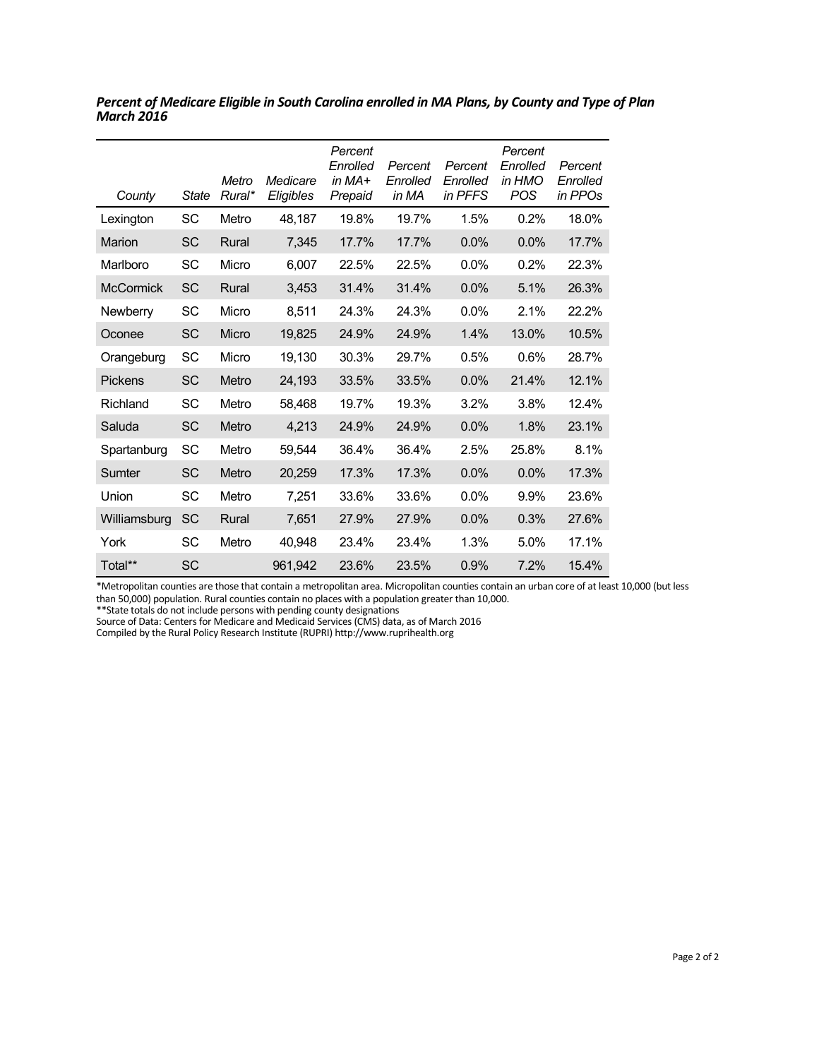***Percent of Medicare Eligible in South Carolina enrolled in MA Plans, by County and Type of Plan March 2016***

| *County* | *State* | *Metro Rural\** | *Medicare Eligibles* | *Percent Enrolled in MA+ Prepaid* | *Percent Enrolled in MA* | *Percent Enrolled in PFFS* | *Percent Enrolled in HMO POS* | *Percent Enrolled in PPOs* |
|---|---|---|---|---|---|---|---|---|
| Lexington | SC | Metro | 48,187 | 19.8% | 19.7% | 1.5% | 0.2% | 18.0% |
| Marion | SC | Rural | 7,345 | 17.7% | 17.7% | 0.0% | 0.0% | 17.7% |
| Marlboro | SC | Micro | 6,007 | 22.5% | 22.5% | 0.0% | 0.2% | 22.3% |
| McCormick | SC | Rural | 3,453 | 31.4% | 31.4% | 0.0% | 5.1% | 26.3% |
| Newberry | SC | Micro | 8,511 | 24.3% | 24.3% | 0.0% | 2.1% | 22.2% |
| Oconee | SC | Micro | 19,825 | 24.9% | 24.9% | 1.4% | 13.0% | 10.5% |
| Orangeburg | SC | Micro | 19,130 | 30.3% | 29.7% | 0.5% | 0.6% | 28.7% |
| Pickens | SC | Metro | 24,193 | 33.5% | 33.5% | 0.0% | 21.4% | 12.1% |
| Richland | SC | Metro | 58,468 | 19.7% | 19.3% | 3.2% | 3.8% | 12.4% |
| Saluda | SC | Metro | 4,213 | 24.9% | 24.9% | 0.0% | 1.8% | 23.1% |
| Spartanburg | SC | Metro | 59,544 | 36.4% | 36.4% | 2.5% | 25.8% | 8.1% |
| Sumter | SC | Metro | 20,259 | 17.3% | 17.3% | 0.0% | 0.0% | 17.3% |
| Union | SC | Metro | 7,251 | 33.6% | 33.6% | 0.0% | 9.9% | 23.6% |
| Williamsburg | SC | Rural | 7,651 | 27.9% | 27.9% | 0.0% | 0.3% | 27.6% |
| York | SC | Metro | 40,948 | 23.4% | 23.4% | 1.3% | 5.0% | 17.1% |
| Total** | SC | | 961,942 | 23.6% | 23.5% | 0.9% | 7.2% | 15.4% |

*Metropolitan counties are those that contain a metropolitan area. Micropolitan counties contain an urban core of at least 10,000 (but less than 50,000) population. Rural counties contain no places with a population greater than 10,000.

**State totals do not include persons with pending county designations

Source of Data: Centers for Medicare and Medicaid Services (CMS) data, as of March 2016

Compiled by the Rural Policy Research Institute (RUPRI) http://www.ruprihealth.org